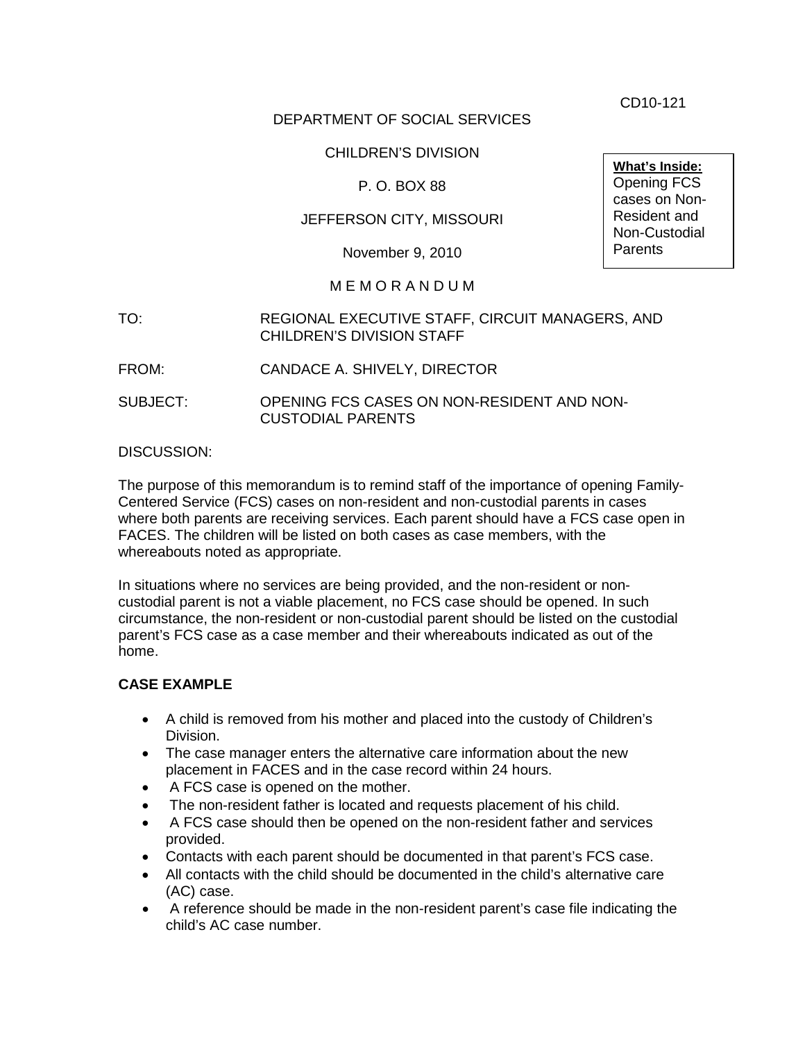CD10-121

DEPARTMENT OF SOCIAL SERVICES

CHILDREN'S DIVISION

P. O. BOX 88

JEFFERSON CITY, MISSOURI

November 9, 2010

**What's Inside:**
Opening FCS cases on Non-Resident and Non-Custodial Parents

M E M O R A N D U M

TO: REGIONAL EXECUTIVE STAFF, CIRCUIT MANAGERS, AND CHILDREN'S DIVISION STAFF

FROM: CANDACE A. SHIVELY, DIRECTOR

SUBJECT: OPENING FCS CASES ON NON-RESIDENT AND NON-CUSTODIAL PARENTS

DISCUSSION:

The purpose of this memorandum is to remind staff of the importance of opening Family-Centered Service (FCS) cases on non-resident and non-custodial parents in cases where both parents are receiving services. Each parent should have a FCS case open in FACES. The children will be listed on both cases as case members, with the whereabouts noted as appropriate.

In situations where no services are being provided, and the non-resident or non-custodial parent is not a viable placement, no FCS case should be opened. In such circumstance, the non-resident or non-custodial parent should be listed on the custodial parent's FCS case as a case member and their whereabouts indicated as out of the home.

**CASE EXAMPLE**

- A child is removed from his mother and placed into the custody of Children's Division.
- The case manager enters the alternative care information about the new placement in FACES and in the case record within 24 hours.
- A FCS case is opened on the mother.
- The non-resident father is located and requests placement of his child.
- A FCS case should then be opened on the non-resident father and services provided.
- Contacts with each parent should be documented in that parent's FCS case.
- All contacts with the child should be documented in the child's alternative care (AC) case.
- A reference should be made in the non-resident parent's case file indicating the child's AC case number.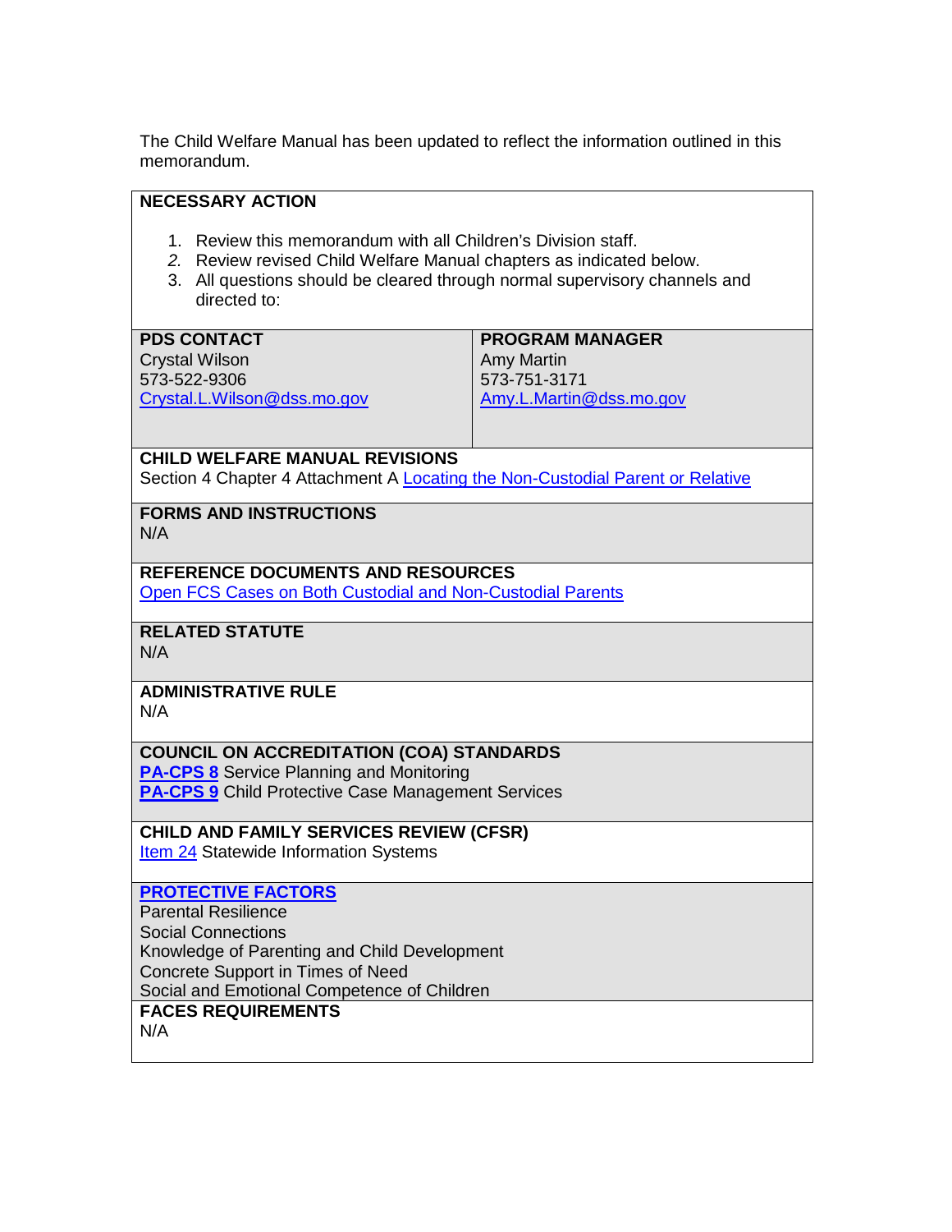The Child Welfare Manual has been updated to reflect the information outlined in this memorandum.

**NECESSARY ACTION**

1. Review this memorandum with all Children's Division staff.
2. Review revised Child Welfare Manual chapters as indicated below.
3. All questions should be cleared through normal supervisory channels and directed to:

| PDS CONTACT | PROGRAM MANAGER |
| --- | --- |
| Crystal Wilson<br>573-522-9306<br>Crystal.L.Wilson@dss.mo.gov | Amy Martin<br>573-751-3171<br>Amy.L.Martin@dss.mo.gov |

**CHILD WELFARE MANUAL REVISIONS**

Section 4 Chapter 4 Attachment A Locating the Non-Custodial Parent or Relative

**FORMS AND INSTRUCTIONS**

N/A

**REFERENCE DOCUMENTS AND RESOURCES**

Open FCS Cases on Both Custodial and Non-Custodial Parents

**RELATED STATUTE**

N/A

**ADMINISTRATIVE RULE**

N/A

**COUNCIL ON ACCREDITATION (COA) STANDARDS**

**PA-CPS 8** Service Planning and Monitoring
**PA-CPS 9** Child Protective Case Management Services

**CHILD AND FAMILY SERVICES REVIEW (CFSR)**

Item 24 Statewide Information Systems

**PROTECTIVE FACTORS**

Parental Resilience
Social Connections
Knowledge of Parenting and Child Development
Concrete Support in Times of Need
Social and Emotional Competence of Children

**FACES REQUIREMENTS**

N/A